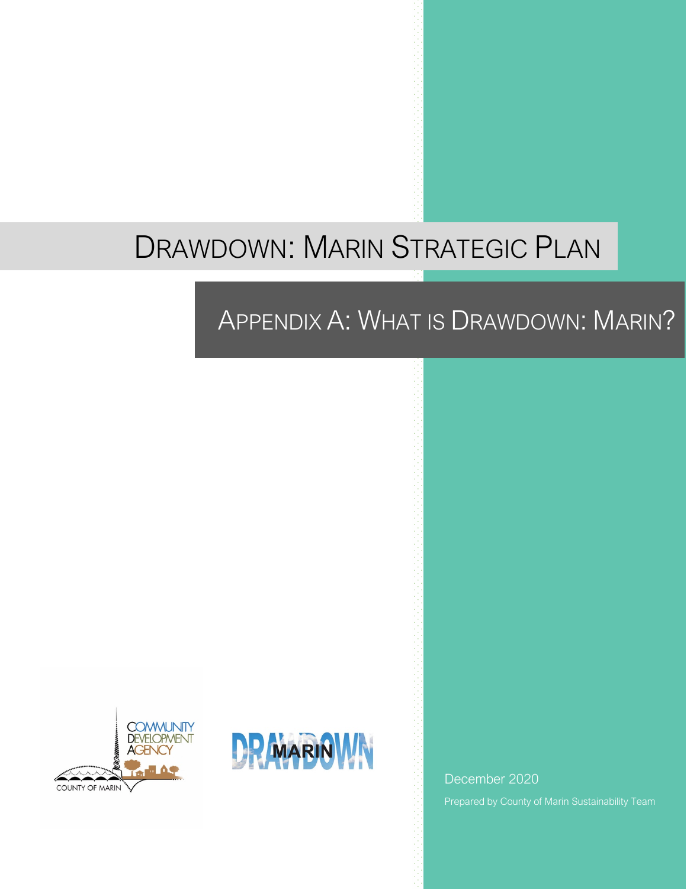# DRAWDOWN: MARIN STRATEGIC PLAN

## APPENDIX A: WHAT IS DRAWDOWN: MARIN?

COMMUNITY DEVELOPMENT AGENCY

COUNTY OF MARIN

DRAWDOWN MARIN

December 2020

Prepared by County of Marin Sustainability Team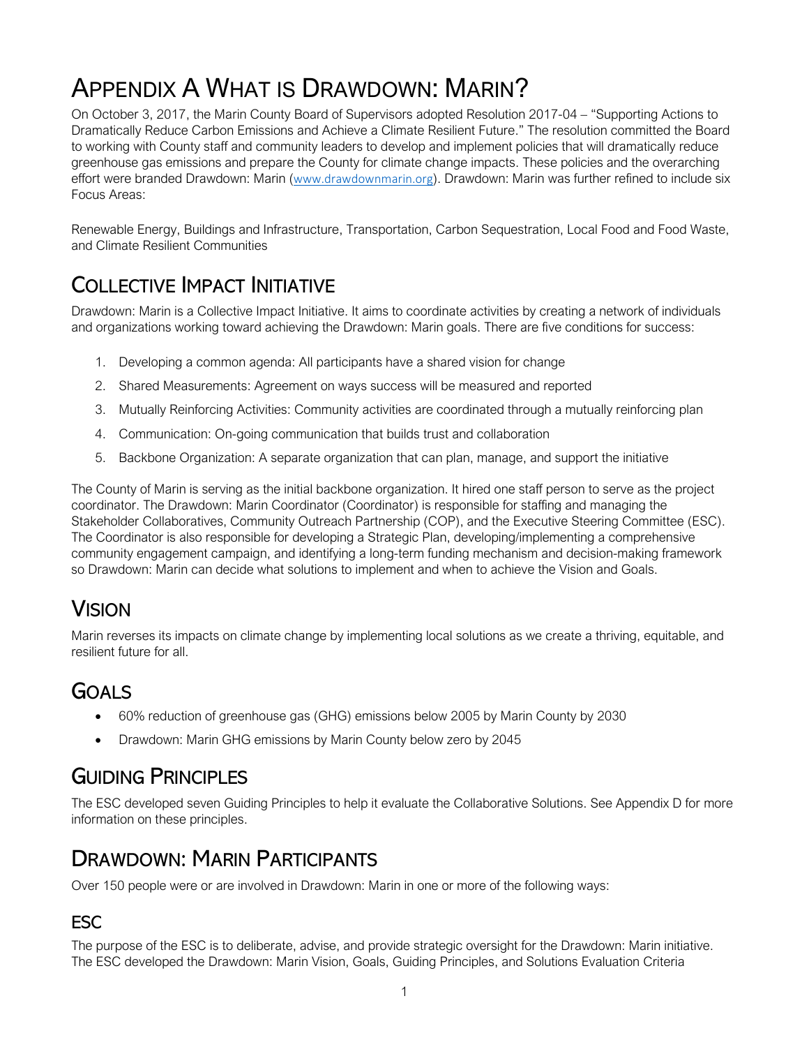# APPENDIX A WHAT IS DRAWDOWN: MARIN?

On October 3, 2017, the Marin County Board of Supervisors adopted Resolution 2017-04 – "Supporting Actions to Dramatically Reduce Carbon Emissions and Achieve a Climate Resilient Future." The resolution committed the Board to working with County staff and community leaders to develop and implement policies that will dramatically reduce greenhouse gas emissions and prepare the County for climate change impacts. These policies and the overarching effort were branded Drawdown: Marin (www.drawdownmarin.org). Drawdown: Marin was further refined to include six Focus Areas:

Renewable Energy, Buildings and Infrastructure, Transportation, Carbon Sequestration, Local Food and Food Waste, and Climate Resilient Communities

## COLLECTIVE IMPACT INITIATIVE

Drawdown: Marin is a Collective Impact Initiative. It aims to coordinate activities by creating a network of individuals and organizations working toward achieving the Drawdown: Marin goals. There are five conditions for success:

1. Developing a common agenda: All participants have a shared vision for change
2. Shared Measurements: Agreement on ways success will be measured and reported
3. Mutually Reinforcing Activities: Community activities are coordinated through a mutually reinforcing plan
4. Communication: On-going communication that builds trust and collaboration
5. Backbone Organization: A separate organization that can plan, manage, and support the initiative

The County of Marin is serving as the initial backbone organization. It hired one staff person to serve as the project coordinator. The Drawdown: Marin Coordinator (Coordinator) is responsible for staffing and managing the Stakeholder Collaboratives, Community Outreach Partnership (COP), and the Executive Steering Committee (ESC). The Coordinator is also responsible for developing a Strategic Plan, developing/implementing a comprehensive community engagement campaign, and identifying a long-term funding mechanism and decision-making framework so Drawdown: Marin can decide what solutions to implement and when to achieve the Vision and Goals.

## VISION

Marin reverses its impacts on climate change by implementing local solutions as we create a thriving, equitable, and resilient future for all.

## GOALS

- 60% reduction of greenhouse gas (GHG) emissions below 2005 by Marin County by 2030
- Drawdown: Marin GHG emissions by Marin County below zero by 2045

## GUIDING PRINCIPLES

The ESC developed seven Guiding Principles to help it evaluate the Collaborative Solutions. See Appendix D for more information on these principles.

## DRAWDOWN: MARIN PARTICIPANTS

Over 150 people were or are involved in Drawdown: Marin in one or more of the following ways:

### ESC

The purpose of the ESC is to deliberate, advise, and provide strategic oversight for the Drawdown: Marin initiative. The ESC developed the Drawdown: Marin Vision, Goals, Guiding Principles, and Solutions Evaluation Criteria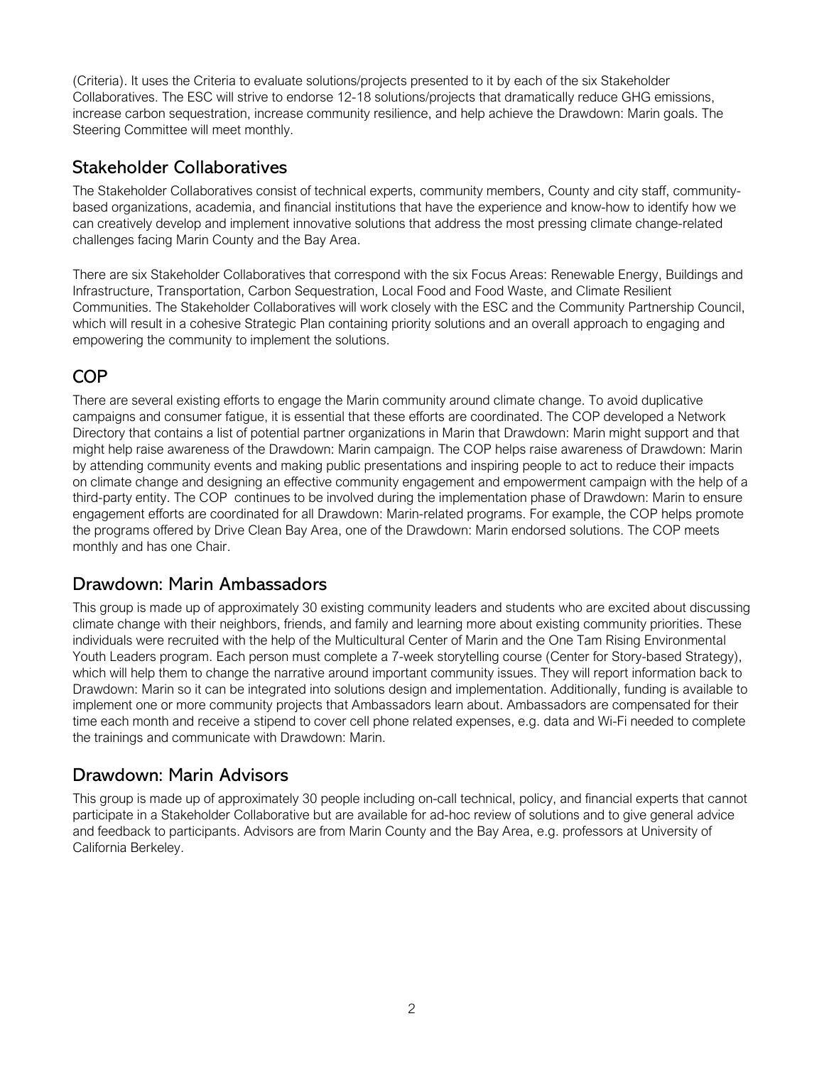(Criteria). It uses the Criteria to evaluate solutions/projects presented to it by each of the six Stakeholder Collaboratives. The ESC will strive to endorse 12-18 solutions/projects that dramatically reduce GHG emissions, increase carbon sequestration, increase community resilience, and help achieve the Drawdown: Marin goals. The Steering Committee will meet monthly.

## Stakeholder Collaboratives

The Stakeholder Collaboratives consist of technical experts, community members, County and city staff, community-based organizations, academia, and financial institutions that have the experience and know-how to identify how we can creatively develop and implement innovative solutions that address the most pressing climate change-related challenges facing Marin County and the Bay Area.

There are six Stakeholder Collaboratives that correspond with the six Focus Areas: Renewable Energy, Buildings and Infrastructure, Transportation, Carbon Sequestration, Local Food and Food Waste, and Climate Resilient Communities. The Stakeholder Collaboratives will work closely with the ESC and the Community Partnership Council, which will result in a cohesive Strategic Plan containing priority solutions and an overall approach to engaging and empowering the community to implement the solutions.

## COP

There are several existing efforts to engage the Marin community around climate change. To avoid duplicative campaigns and consumer fatigue, it is essential that these efforts are coordinated. The COP developed a Network Directory that contains a list of potential partner organizations in Marin that Drawdown: Marin might support and that might help raise awareness of the Drawdown: Marin campaign. The COP helps raise awareness of Drawdown: Marin by attending community events and making public presentations and inspiring people to act to reduce their impacts on climate change and designing an effective community engagement and empowerment campaign with the help of a third-party entity. The COP continues to be involved during the implementation phase of Drawdown: Marin to ensure engagement efforts are coordinated for all Drawdown: Marin-related programs. For example, the COP helps promote the programs offered by Drive Clean Bay Area, one of the Drawdown: Marin endorsed solutions. The COP meets monthly and has one Chair.

## Drawdown: Marin Ambassadors

This group is made up of approximately 30 existing community leaders and students who are excited about discussing climate change with their neighbors, friends, and family and learning more about existing community priorities. These individuals were recruited with the help of the Multicultural Center of Marin and the One Tam Rising Environmental Youth Leaders program. Each person must complete a 7-week storytelling course (Center for Story-based Strategy), which will help them to change the narrative around important community issues. They will report information back to Drawdown: Marin so it can be integrated into solutions design and implementation. Additionally, funding is available to implement one or more community projects that Ambassadors learn about. Ambassadors are compensated for their time each month and receive a stipend to cover cell phone related expenses, e.g. data and Wi-Fi needed to complete the trainings and communicate with Drawdown: Marin.

## Drawdown: Marin Advisors

This group is made up of approximately 30 people including on-call technical, policy, and financial experts that cannot participate in a Stakeholder Collaborative but are available for ad-hoc review of solutions and to give general advice and feedback to participants. Advisors are from Marin County and the Bay Area, e.g. professors at University of California Berkeley.